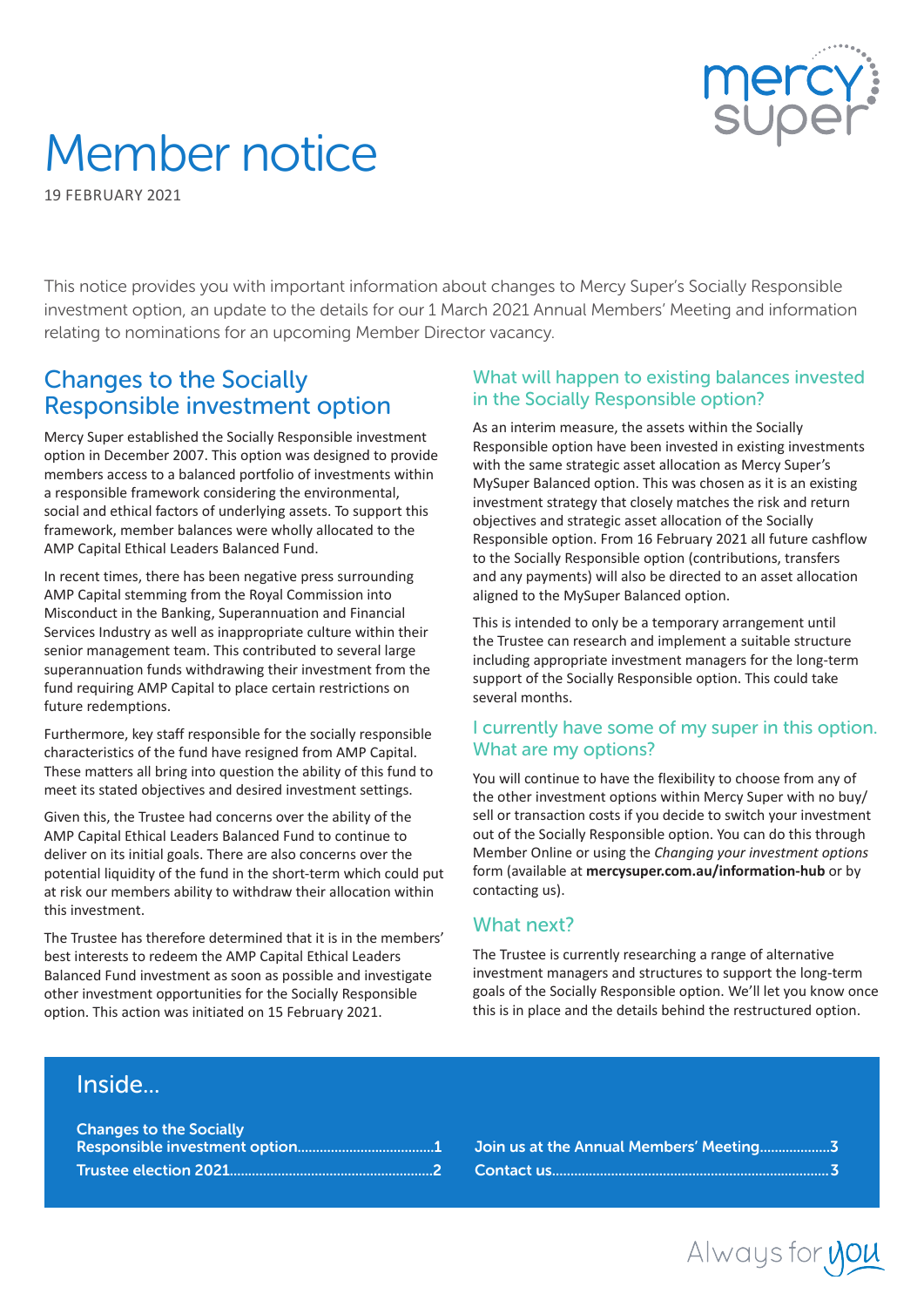# Member notice

19 FEBRUARY 2021

This notice provides you with important information about changes to Mercy Super's Socially Responsible investment option, an update to the details for our 1 March 2021 Annual Members' Meeting and information relating to nominations for an upcoming Member Director vacancy.

## Changes to the Socially Responsible investment option

Mercy Super established the Socially Responsible investment option in December 2007. This option was designed to provide members access to a balanced portfolio of investments within a responsible framework considering the environmental, social and ethical factors of underlying assets. To support this framework, member balances were wholly allocated to the AMP Capital Ethical Leaders Balanced Fund.

In recent times, there has been negative press surrounding AMP Capital stemming from the Royal Commission into Misconduct in the Banking, Superannuation and Financial Services Industry as well as inappropriate culture within their senior management team. This contributed to several large superannuation funds withdrawing their investment from the fund requiring AMP Capital to place certain restrictions on future redemptions.

Furthermore, key staff responsible for the socially responsible characteristics of the fund have resigned from AMP Capital. These matters all bring into question the ability of this fund to meet its stated objectives and desired investment settings.

Given this, the Trustee had concerns over the ability of the AMP Capital Ethical Leaders Balanced Fund to continue to deliver on its initial goals. There are also concerns over the potential liquidity of the fund in the short-term which could put at risk our members ability to withdraw their allocation within this investment.

The Trustee has therefore determined that it is in the members' best interests to redeem the AMP Capital Ethical Leaders Balanced Fund investment as soon as possible and investigate other investment opportunities for the Socially Responsible option. This action was initiated on 15 February 2021.

### What will happen to existing balances invested in the Socially Responsible option?

As an interim measure, the assets within the Socially Responsible option have been invested in existing investments with the same strategic asset allocation as Mercy Super's MySuper Balanced option. This was chosen as it is an existing investment strategy that closely matches the risk and return objectives and strategic asset allocation of the Socially Responsible option. From 16 February 2021 all future cashflow to the Socially Responsible option (contributions, transfers and any payments) will also be directed to an asset allocation aligned to the MySuper Balanced option.

This is intended to only be a temporary arrangement until the Trustee can research and implement a suitable structure including appropriate investment managers for the long-term support of the Socially Responsible option. This could take several months.

### I currently have some of my super in this option. What are my options?

You will continue to have the flexibility to choose from any of the other investment options within Mercy Super with no buy/sell or transaction costs if you decide to switch your investment out of the Socially Responsible option. You can do this through Member Online or using the *Changing your investment options* form (available at **mercysuper.com.au/information-hub** or by contacting us).

### What next?

The Trustee is currently researching a range of alternative investment managers and structures to support the long-term goals of the Socially Responsible option. We'll let you know once this is in place and the details behind the restructured option.

## Inside...

- **Changes to the Socially Responsible investment option....1**
- **Trustee election 2021....2**
- **Join us at the Annual Members' Meeting....3**
- **Contact us....3**

Always for you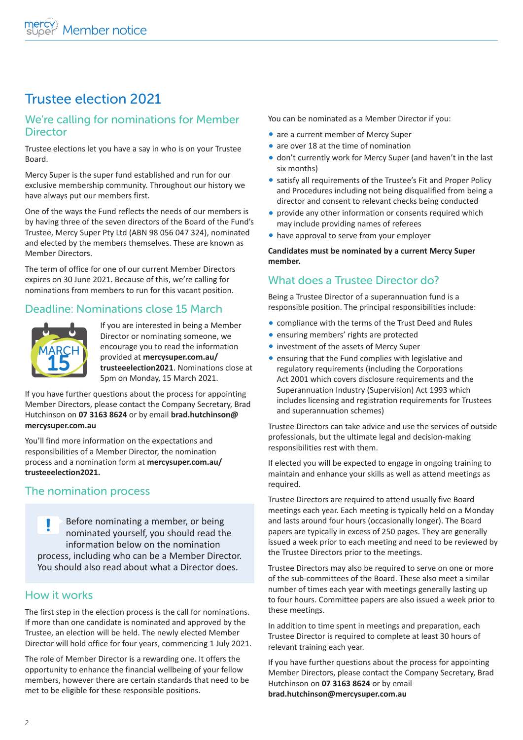# Trustee election 2021

## We're calling for nominations for Member Director

Trustee elections let you have a say in who is on your Trustee Board.

Mercy Super is the super fund established and run for our exclusive membership community. Throughout our history we have always put our members first.

One of the ways the Fund reflects the needs of our members is by having three of the seven directors of the Board of the Fund's Trustee, Mercy Super Pty Ltd (ABN 98 056 047 324), nominated and elected by the members themselves. These are known as Member Directors.

The term of office for one of our current Member Directors expires on 30 June 2021. Because of this, we're calling for nominations from members to run for this vacant position.

## Deadline: Nominations close 15 March

MARCH 15

If you are interested in being a Member Director or nominating someone, we encourage you to read the information provided at **mercysuper.com.au/trusteeelection2021**. Nominations close at 5pm on Monday, 15 March 2021.

If you have further questions about the process for appointing Member Directors, please contact the Company Secretary, Brad Hutchinson on **07 3163 8624** or by email **brad.hutchinson@mercysuper.com.au**

You'll find more information on the expectations and responsibilities of a Member Director, the nomination process and a nomination form at **mercysuper.com.au/trusteeelection2021.**

## The nomination process

> ! Before nominating a member, or being nominated yourself, you should read the information below on the nomination process, including who can be a Member Director. You should also read about what a Director does.

## How it works

The first step in the election process is the call for nominations. If more than one candidate is nominated and approved by the Trustee, an election will be held. The newly elected Member Director will hold office for four years, commencing 1 July 2021.

The role of Member Director is a rewarding one. It offers the opportunity to enhance the financial wellbeing of your fellow members, however there are certain standards that need to be met to be eligible for these responsible positions.

You can be nominated as a Member Director if you:

- are a current member of Mercy Super
- are over 18 at the time of nomination
- don't currently work for Mercy Super (and haven't in the last six months)
- satisfy all requirements of the Trustee's Fit and Proper Policy and Procedures including not being disqualified from being a director and consent to relevant checks being conducted
- provide any other information or consents required which may include providing names of referees
- have approval to serve from your employer

**Candidates must be nominated by a current Mercy Super member.**

## What does a Trustee Director do?

Being a Trustee Director of a superannuation fund is a responsible position. The principal responsibilities include:

- compliance with the terms of the Trust Deed and Rules
- ensuring members' rights are protected
- investment of the assets of Mercy Super
- ensuring that the Fund complies with legislative and regulatory requirements (including the Corporations Act 2001 which covers disclosure requirements and the Superannuation Industry (Supervision) Act 1993 which includes licensing and registration requirements for Trustees and superannuation schemes)

Trustee Directors can take advice and use the services of outside professionals, but the ultimate legal and decision-making responsibilities rest with them.

If elected you will be expected to engage in ongoing training to maintain and enhance your skills as well as attend meetings as required.

Trustee Directors are required to attend usually five Board meetings each year. Each meeting is typically held on a Monday and lasts around four hours (occasionally longer). The Board papers are typically in excess of 250 pages. They are generally issued a week prior to each meeting and need to be reviewed by the Trustee Directors prior to the meetings.

Trustee Directors may also be required to serve on one or more of the sub-committees of the Board. These also meet a similar number of times each year with meetings generally lasting up to four hours. Committee papers are also issued a week prior to these meetings.

In addition to time spent in meetings and preparation, each Trustee Director is required to complete at least 30 hours of relevant training each year.

If you have further questions about the process for appointing Member Directors, please contact the Company Secretary, Brad Hutchinson on **07 3163 8624** or by email **brad.hutchinson@mercysuper.com.au**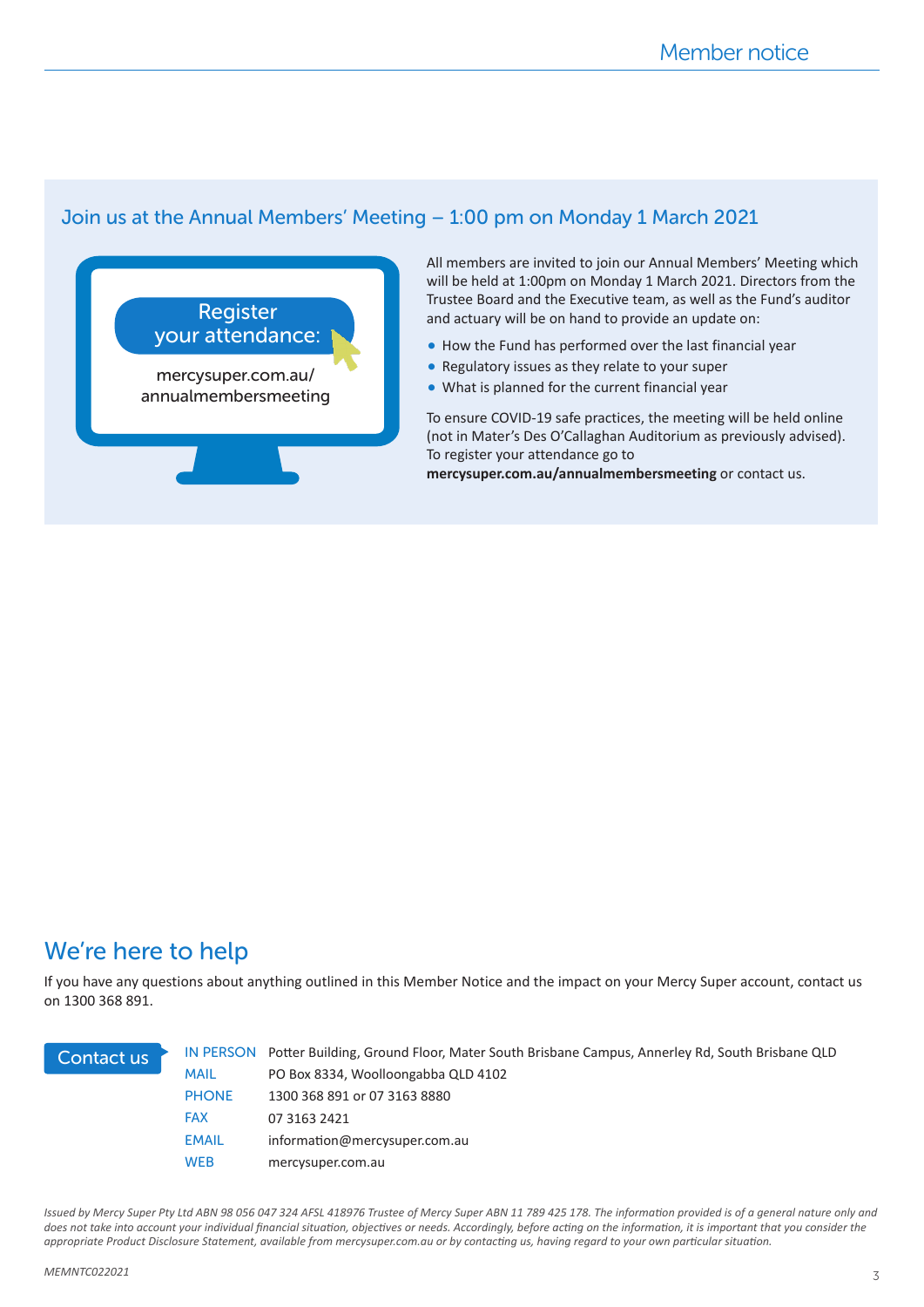## Join us at the Annual Members' Meeting – 1:00 pm on Monday 1 March 2021

Register your attendance:

mercysuper.com.au/annualmembersmeeting

All members are invited to join our Annual Members' Meeting which will be held at 1:00pm on Monday 1 March 2021. Directors from the Trustee Board and the Executive team, as well as the Fund's auditor and actuary will be on hand to provide an update on:

- How the Fund has performed over the last financial year
- Regulatory issues as they relate to your super
- What is planned for the current financial year

To ensure COVID-19 safe practices, the meeting will be held online (not in Mater's Des O'Callaghan Auditorium as previously advised). To register your attendance go to **mercysuper.com.au/annualmembersmeeting** or contact us.

## We're here to help

If you have any questions about anything outlined in this Member Notice and the impact on your Mercy Super account, contact us on 1300 368 891.

**Contact us**

| | |
|---|---|
| IN PERSON | Potter Building, Ground Floor, Mater South Brisbane Campus, Annerley Rd, South Brisbane QLD |
| MAIL | PO Box 8334, Woolloongabba QLD 4102 |
| PHONE | 1300 368 891 or 07 3163 8880 |
| FAX | 07 3163 2421 |
| EMAIL | information@mercysuper.com.au |
| WEB | mercysuper.com.au |

*Issued by Mercy Super Pty Ltd ABN 98 056 047 324 AFSL 418976 Trustee of Mercy Super ABN 11 789 425 178. The information provided is of a general nature only and does not take into account your individual financial situation, objectives or needs. Accordingly, before acting on the information, it is important that you consider the appropriate Product Disclosure Statement, available from mercysuper.com.au or by contacting us, having regard to your own particular situation.*

*MEMNTC022021*